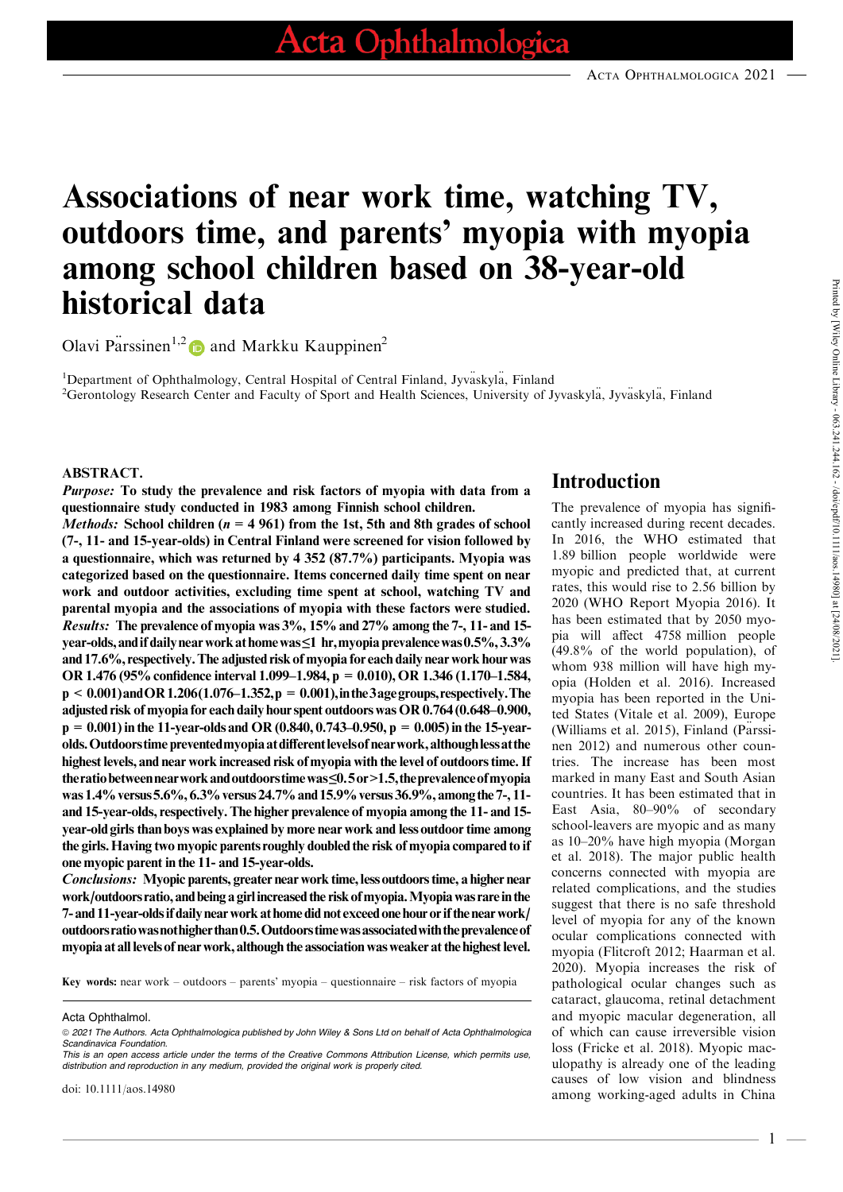# Associations of near work time, watching TV, outdoors time, and parents' myopia with myopia among school children based on 38-year-old historical data

Olavi Pärssinen[1,2] and Markku Kauppinen[2]

[1]Department of Ophthalmology, Central Hospital of Central Finland, Jyväskylä, Finland
[2]Gerontology Research Center and Faculty of Sport and Health Sciences, University of Jyvaskylä, Jyväskylä, Finland

## ABSTRACT.

***Purpose:*** **To study the prevalence and risk factors of myopia with data from a questionnaire study conducted in 1983 among Finnish school children.**

***Methods:*** **School children ($n$ = 4 961) from the 1st, 5th and 8th grades of school (7-, 11- and 15-year-olds) in Central Finland were screened for vision followed by a questionnaire, which was returned by 4 352 (87.7%) participants. Myopia was categorized based on the questionnaire. Items concerned daily time spent on near work and outdoor activities, excluding time spent at school, watching TV and parental myopia and the associations of myopia with these factors were studied.**

***Results:*** **The prevalence of myopia was 3%, 15% and 27% among the 7-, 11- and 15-year-olds, and if daily near work at home was ≤1 hr, myopia prevalence was 0.5%, 3.3% and 17.6%, respectively. The adjusted risk of myopia for each daily near work hour was OR 1.476 (95% confidence interval 1.099–1.984, $p$ = 0.010), OR 1.346 (1.170–1.584, $p$ < 0.001) and OR 1.206 (1.076–1.352, $p$ = 0.001), in the 3 age groups, respectively. The adjusted risk of myopia for each daily hour spent outdoors was OR 0.764 (0.648–0.900, $p$ = 0.001) in the 11-year-olds and OR (0.840, 0.743–0.950, $p$ = 0.005) in the 15-year-olds. Outdoors time prevented myopia at different levels of near work, although less at the highest levels, and near work increased risk of myopia with the level of outdoors time. If the ratio between near work and outdoors time was ≤0.5 or >1.5, the prevalence of myopia was 1.4% versus 5.6%, 6.3% versus 24.7% and 15.9% versus 36.9%, among the 7-, 11- and 15-year-olds, respectively. The higher prevalence of myopia among the 11- and 15-year-old girls than boys was explained by more near work and less outdoor time among the girls. Having two myopic parents roughly doubled the risk of myopia compared to if one myopic parent in the 11- and 15-year-olds.**

***Conclusions:*** **Myopic parents, greater near work time, less outdoors time, a higher near work/outdoors ratio, and being a girl increased the risk of myopia. Myopia was rare in the 7- and 11-year-olds if daily near work at home did not exceed one hour or if the near work/outdoors ratio was not higher than 0.5. Outdoors time was associated with the prevalence of myopia at all levels of near work, although the association was weaker at the highest level.**

**Key words:** near work – outdoors – parents' myopia – questionnaire – risk factors of myopia

Acta Ophthalmol.

© 2021 The Authors. Acta Ophthalmologica published by John Wiley & Sons Ltd on behalf of Acta Ophthalmologica Scandinavica Foundation.

This is an open access article under the terms of the Creative Commons Attribution License, which permits use, distribution and reproduction in any medium, provided the original work is properly cited.

doi: 10.1111/aos.14980

## Introduction

The prevalence of myopia has significantly increased during recent decades. In 2016, the WHO estimated that 1.89 billion people worldwide were myopic and predicted that, at current rates, this would rise to 2.56 billion by 2020 (WHO Report Myopia 2016). It has been estimated that by 2050 myopia will affect 4758 million people (49.8% of the world population), of whom 938 million will have high myopia (Holden et al. 2016). Increased myopia has been reported in the United States (Vitale et al. 2009), Europe (Williams et al. 2015), Finland (Pärssinen 2012) and numerous other countries. The increase has been most marked in many East and South Asian countries. It has been estimated that in East Asia, 80–90% of secondary school-leavers are myopic and as many as 10–20% have high myopia (Morgan et al. 2018). The major public health concerns connected with myopia are related complications, and the studies suggest that there is no safe threshold level of myopia for any of the known ocular complications connected with myopia (Flitcroft 2012; Haarman et al. 2020). Myopia increases the risk of pathological ocular changes such as cataract, glaucoma, retinal detachment and myopic macular degeneration, all of which can cause irreversible vision loss (Fricke et al. 2018). Myopic maculopathy is already one of the leading causes of low vision and blindness among working-aged adults in China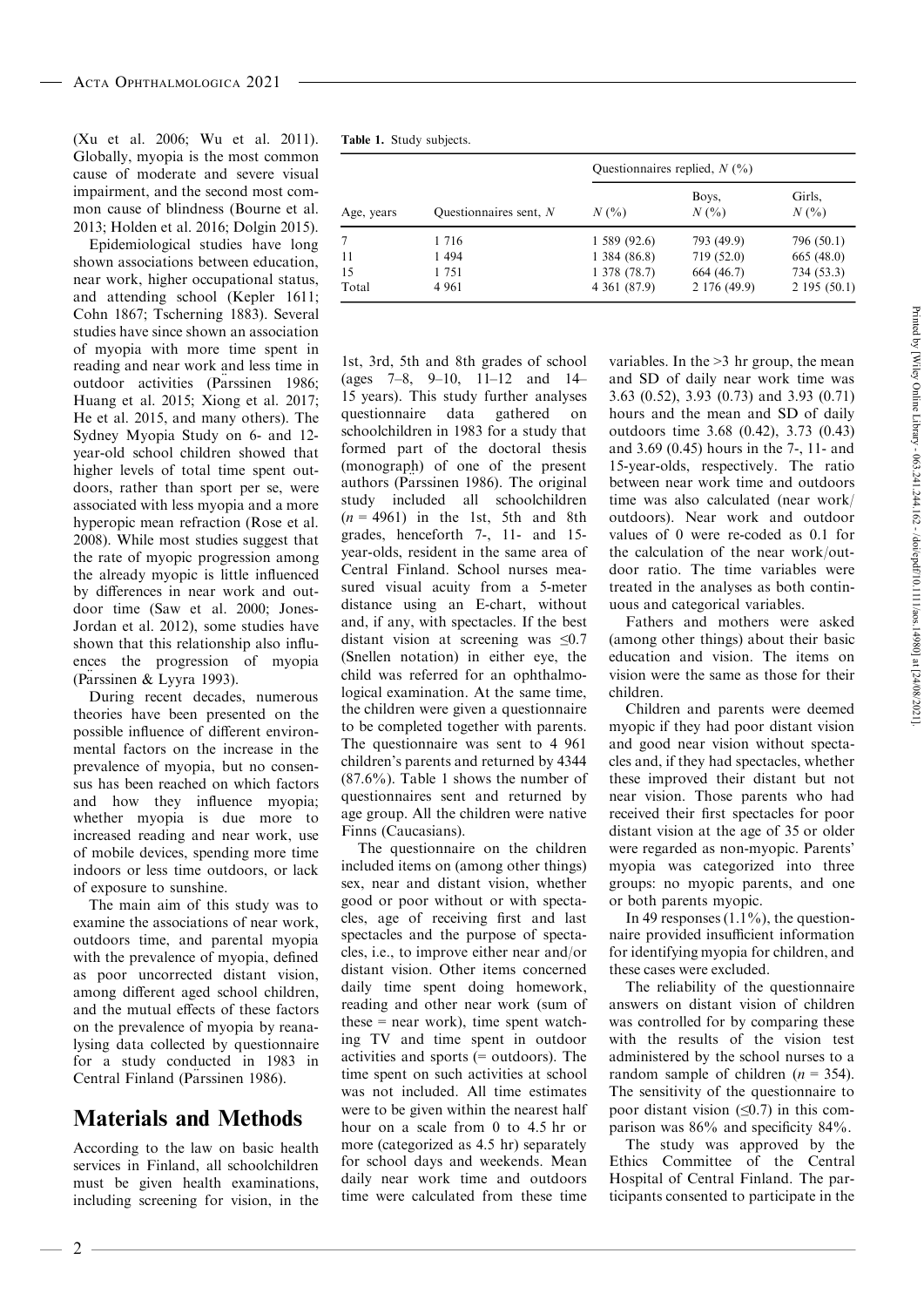(Xu et al. 2006; Wu et al. 2011). Globally, myopia is the most common cause of moderate and severe visual impairment, and the second most common cause of blindness (Bourne et al. 2013; Holden et al. 2016; Dolgin 2015).

Epidemiological studies have long shown associations between education, near work, higher occupational status, and attending school (Kepler 1611; Cohn 1867; Tscherning 1883). Several studies have since shown an association of myopia with more time spent in reading and near work and less time in outdoor activities (Pärssinen 1986; Huang et al. 2015; Xiong et al. 2017; He et al. 2015, and many others). The Sydney Myopia Study on 6- and 12-year-old school children showed that higher levels of total time spent outdoors, rather than sport per se, were associated with less myopia and a more hyperopic mean refraction (Rose et al. 2008). While most studies suggest that the rate of myopic progression among the already myopic is little influenced by differences in near work and outdoor time (Saw et al. 2000; Jones-Jordan et al. 2012), some studies have shown that this relationship also influences the progression of myopia (Pärssinen & Lyyra 1993).

During recent decades, numerous theories have been presented on the possible influence of different environmental factors on the increase in the prevalence of myopia, but no consensus has been reached on which factors and how they influence myopia; whether myopia is due more to increased reading and near work, use of mobile devices, spending more time indoors or less time outdoors, or lack of exposure to sunshine.

The main aim of this study was to examine the associations of near work, outdoors time, and parental myopia with the prevalence of myopia, defined as poor uncorrected distant vision, among different aged school children, and the mutual effects of these factors on the prevalence of myopia by reanalysing data collected by questionnaire for a study conducted in 1983 in Central Finland (Pärssinen 1986).

## Materials and Methods

According to the law on basic health services in Finland, all schoolchildren must be given health examinations, including screening for vision, in the 1st, 3rd, 5th and 8th grades of school (ages 7–8, 9–10, 11–12 and 14–15 years). This study further analyses questionnaire data gathered on schoolchildren in 1983 for a study that formed part of the doctoral thesis (monograph) of one of the present authors (Pärssinen 1986). The original study included all schoolchildren ($n$ = 4961) in the 1st, 5th and 8th grades, henceforth 7-, 11- and 15-year-olds, resident in the same area of Central Finland. School nurses measured visual acuity from a 5-meter distance using an E-chart, without and, if any, with spectacles. If the best distant vision at screening was ≤0.7 (Snellen notation) in either eye, the child was referred for an ophthalmological examination. At the same time, the children were given a questionnaire to be completed together with parents. The questionnaire was sent to 4 961 children's parents and returned by 4344 (87.6%). Table 1 shows the number of questionnaires sent and returned by age group. All the children were native Finns (Caucasians).

**Table 1.** Study subjects.

| | | Questionnaires replied, $N$ (%) | | |
|---|---|---|---|---|
| Age, years | Questionnaires sent, $N$ | $N$ (%) | Boys, $N$ (%) | Girls, $N$ (%) |
| 7 | 1 716 | 1 589 (92.6) | 793 (49.9) | 796 (50.1) |
| 11 | 1 494 | 1 384 (86.8) | 719 (52.0) | 665 (48.0) |
| 15 | 1 751 | 1 378 (78.7) | 664 (46.7) | 734 (53.3) |
| Total | 4 961 | 4 361 (87.9) | 2 176 (49.9) | 2 195 (50.1) |

The questionnaire on the children included items on (among other things) sex, near and distant vision, whether good or poor without or with spectacles, age of receiving first and last spectacles and the purpose of spectacles, i.e., to improve either near and/or distant vision. Other items concerned daily time spent doing homework, reading and other near work (sum of these = near work), time spent watching TV and time spent in outdoor activities and sports (= outdoors). The time spent on such activities at school was not included. All time estimates were to be given within the nearest half hour on a scale from 0 to 4.5 hr or more (categorized as 4.5 hr) separately for school days and weekends. Mean daily near work time and outdoors time were calculated from these time variables. In the >3 hr group, the mean and SD of daily near work time was 3.63 (0.52), 3.93 (0.73) and 3.93 (0.71) hours and the mean and SD of daily outdoors time 3.68 (0.42), 3.73 (0.43) and 3.69 (0.45) hours in the 7-, 11- and 15-year-olds, respectively. The ratio between near work time and outdoors time was also calculated (near work/outdoors). Near work and outdoor values of 0 were re-coded as 0.1 for the calculation of the near work/outdoor ratio. The time variables were treated in the analyses as both continuous and categorical variables.

Fathers and mothers were asked (among other things) about their basic education and vision. The items on vision were the same as those for their children.

Children and parents were deemed myopic if they had poor distant vision and good near vision without spectacles and, if they had spectacles, whether these improved their distant but not near vision. Those parents who had received their first spectacles for poor distant vision at the age of 35 or older were regarded as non-myopic. Parents' myopia was categorized into three groups: no myopic parents, and one or both parents myopic.

In 49 responses (1.1%), the questionnaire provided insufficient information for identifying myopia for children, and these cases were excluded.

The reliability of the questionnaire answers on distant vision of children was controlled for by comparing these with the results of the vision test administered by the school nurses to a random sample of children ($n$ = 354). The sensitivity of the questionnaire to poor distant vision (≤0.7) in this comparison was 86% and specificity 84%.

The study was approved by the Ethics Committee of the Central Hospital of Central Finland. The participants consented to participate in the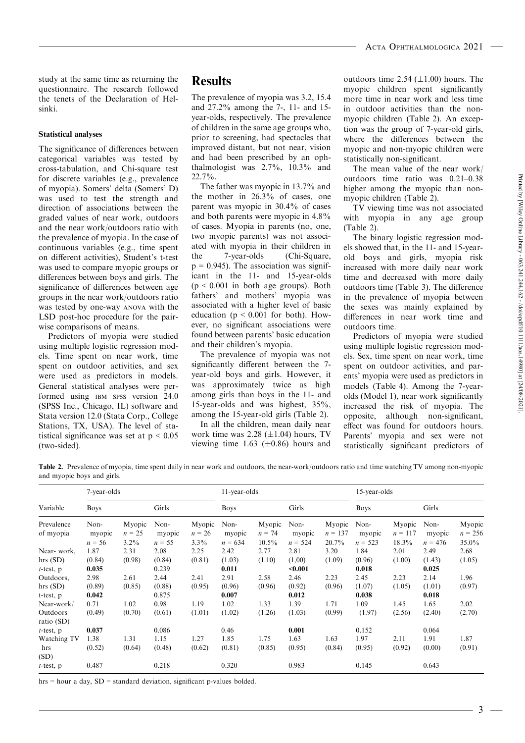study at the same time as returning the questionnaire. The research followed the tenets of the Declaration of Helsinki.

### Statistical analyses

The significance of differences between categorical variables was tested by cross-tabulation, and Chi-square test for discrete variables (e.g., prevalence of myopia). Somers' delta (Somers' D) was used to test the strength and direction of associations between the graded values of near work, outdoors and the near work/outdoors ratio with the prevalence of myopia. In the case of continuous variables (e.g., time spent on different activities), Student's t-test was used to compare myopic groups or differences between boys and girls. The significance of differences between age groups in the near work/outdoors ratio was tested by one-way ANOVA with the LSD post-hoc procedure for the pairwise comparisons of means.

Predictors of myopia were studied using multiple logistic regression models. Time spent on near work, time spent on outdoor activities, and sex were used as predictors in models. General statistical analyses were performed using IBM SPSS version 24.0 (SPSS Inc., Chicago, IL) software and Stata version 12.0 (Stata Corp., College Stations, TX, USA). The level of statistical significance was set at $p < 0.05$ (two-sided).

## Results

The prevalence of myopia was 3.2, 15.4 and 27.2% among the 7-, 11- and 15-year-olds, respectively. The prevalence of children in the same age groups who, prior to screening, had spectacles that improved distant, but not near, vision and had been prescribed by an ophthalmologist was 2.7%, 10.3% and 22.7%.

The father was myopic in 13.7% and the mother in 26.3% of cases, one parent was myopic in 30.4% of cases and both parents were myopic in 4.8% of cases. Myopia in parents (no, one, two myopic parents) was not associated with myopia in their children in the 7-year-olds (Chi-Square, $p = 0.945$). The association was significant in the 11- and 15-year-olds ($p < 0.001$ in both age groups). Both fathers' and mothers' myopia was associated with a higher level of basic education ($p < 0.001$ for both). However, no significant associations were found between parents' basic education and their children's myopia.

The prevalence of myopia was not significantly different between the 7-year-old boys and girls. However, it was approximately twice as high among girls than boys in the 11- and 15-year-olds and was highest, 35%, among the 15-year-old girls (Table 2).

In all the children, mean daily near work time was 2.28 (±1.04) hours, TV viewing time 1.63 (±0.86) hours and outdoors time 2.54 (±1.00) hours. The myopic children spent significantly more time in near work and less time in outdoor activities than the non-myopic children (Table 2). An exception was the group of 7-year-old girls, where the differences between the myopic and non-myopic children were statistically non-significant.

The mean value of the near work/outdoors time ratio was 0.21–0.38 higher among the myopic than non-myopic children (Table 2).

TV viewing time was not associated with myopia in any age group (Table 2).

The binary logistic regression models showed that, in the 11- and 15-year-old boys and girls, myopia risk increased with more daily near work time and decreased with more daily outdoors time (Table 3). The difference in the prevalence of myopia between the sexes was mainly explained by differences in near work time and outdoors time.

Predictors of myopia were studied using multiple logistic regression models. Sex, time spent on near work, time spent on outdoor activities, and parents' myopia were used as predictors in models (Table 4). Among the 7-year-olds (Model 1), near work significantly increased the risk of myopia. The opposite, although non-significant, effect was found for outdoors hours. Parents' myopia and sex were not statistically significant predictors of

**Table 2.** Prevalence of myopia, time spent daily in near work and outdoors, the near-work/outdoors ratio and time watching TV among non-myopic and myopic boys and girls.

| Variable | 7-year-olds | | | | 11-year-olds | | | | 15-year-olds | | | |
|---|---|---|---|---|---|---|---|---|---|---|---|---|
| | Boys | | Girls | | Boys | | Girls | | Boys | | Girls | |
| Prevalence of myopia | Non-myopic $n = 56$ | Myopic $n = 25$ 3.2% | Non-myopic $n = 55$ | Myopic $n = 26$ 3.3% | Non-myopic $n = 634$ | Myopic $n = 74$ 10.5% | Non-myopic $n = 524$ | Myopic $n = 137$ 20.7% | Non-myopic $n = 523$ | Myopic $n = 117$ 18.3% | Non-myopic $n = 476$ | Myopic $n = 256$ 35.0% |
| Near- work, hrs (SD) | 1.87 (0.84) | 2.31 (0.98) | 2.08 (0.84) | 2.25 (0.81) | 2.42 (1.03) | 2.77 (1.10) | 2.81 (1,00) | 3.20 (1.09) | 1.84 (0.96) | 2.01 (1.00) | 2.49 (1.43) | 2.68 (1.05) |
| $t$-test, p | **0.035** | | 0.239 | | **0.011** | | **<0.001** | | **0.018** | | **0.025** | |
| Outdoors, hrs (SD) | 2.98 (0.89) | 2.61 (0.85) | 2.44 (0.88) | 2.41 (0.95) | 2.91 (0.96) | 2.58 (0.96) | 2.46 (0.92) | 2.23 (0.96) | 2.45 (1.07) | 2.23 (1.05) | 2.14 (1.01) | 1.96 (0.97) |
| t-test, p | **0.042** | | 0.875 | | **0.007** | | **0.012** | | **0.038** | | **0.018** | |
| Near-work/ Outdoors ratio (SD) | 0.71 (0.49) | 1.02 (0.70) | 0.98 (0.61) | 1.19 (1.01) | 1.02 (1.02) | 1.33 (1.26) | 1.39 (1.03) | 1.71 (0.99) | 1.09 (1.97) | 1.45 (2.56) | 1.65 (2.40) | 2.02 (2.70) |
| $t$-test, p | **0.037** | | 0.086 | | 0.46 | | **0.001** | | 0.152 | | 0.064 | |
| Watching TV hrs (SD) | 1.38 (0.52) | 1.31 (0.64) | 1.15 (0.48) | 1.27 (0.62) | 1.85 (0.81) | 1.75 (0.85) | 1.63 (0.95) | 1.63 (0.84) | 1.97 (0.95) | 2.11 (0.92) | 1.91 (0.00) | 1.87 (0.91) |
| $t$-test, p | 0.487 | | 0.218 | | 0.320 | | 0.983 | | 0.145 | | 0.643 | |

hrs = hour a day, SD = standard deviation, significant p-values bolded.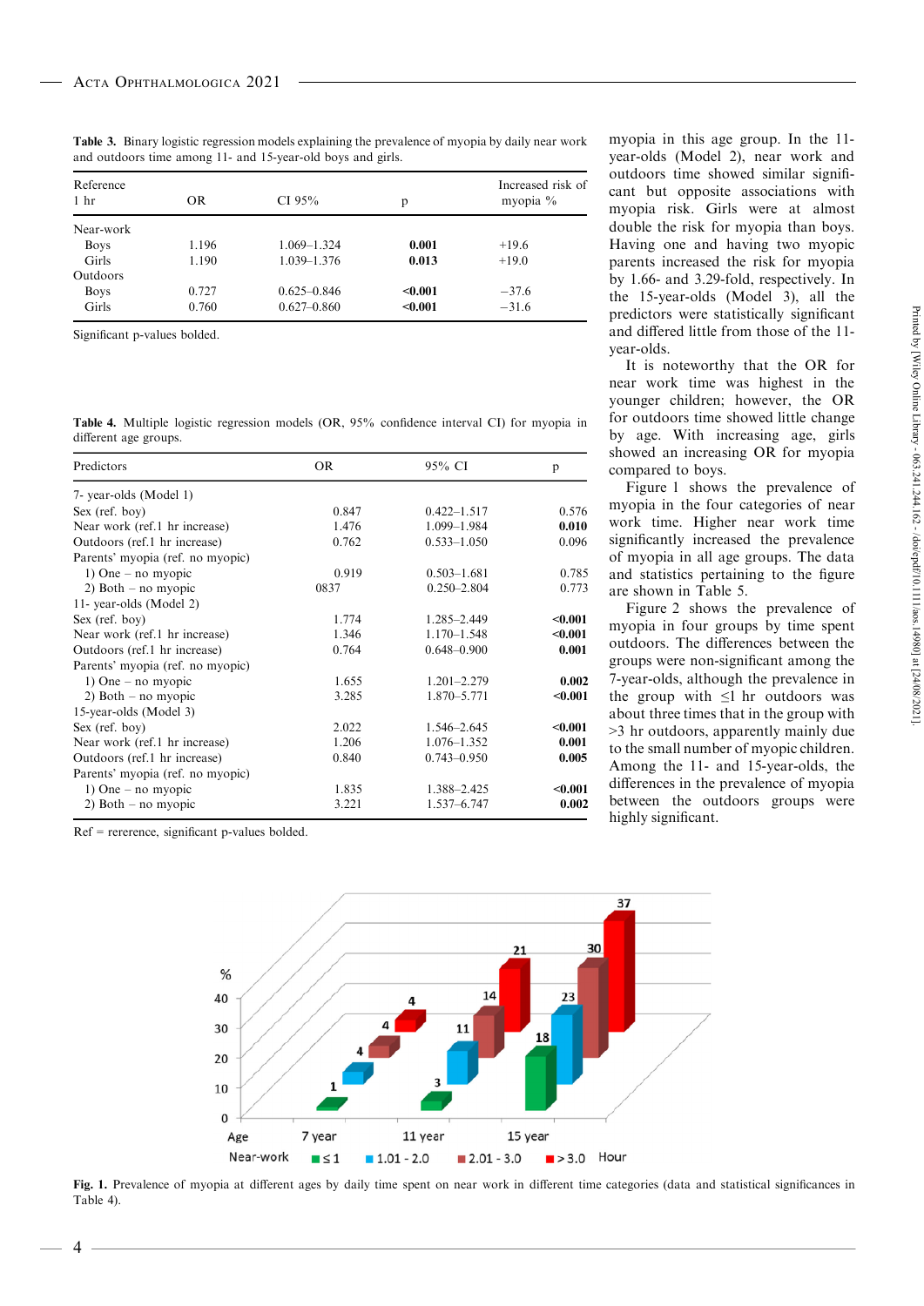**Table 3.** Binary logistic regression models explaining the prevalence of myopia by daily near work and outdoors time among 11- and 15-year-old boys and girls.

| Reference 1 hr | OR | CI 95% | p | Increased risk of myopia % |
|---|---|---|---|---|
| Near-work | | | | |
| Boys | 1.196 | 1.069–1.324 | **0.001** | +19.6 |
| Girls | 1.190 | 1.039–1.376 | **0.013** | +19.0 |
| Outdoors | | | | |
| Boys | 0.727 | 0.625–0.846 | **<0.001** | −37.6 |
| Girls | 0.760 | 0.627–0.860 | **<0.001** | −31.6 |

Significant p-values bolded.

**Table 4.** Multiple logistic regression models (OR, 95% confidence interval CI) for myopia in different age groups.

| Predictors | OR | 95% CI | p |
|---|---|---|---|
| 7- year-olds (Model 1) | | | |
| Sex (ref. boy) | 0.847 | 0.422–1.517 | 0.576 |
| Near work (ref.1 hr increase) | 1.476 | 1.099–1.984 | **0.010** |
| Outdoors (ref.1 hr increase) | 0.762 | 0.533–1.050 | 0.096 |
| Parents' myopia (ref. no myopic) | | | |
| 1) One – no myopic | 0.919 | 0.503–1.681 | 0.785 |
| 2) Both – no myopic | 0837 | 0.250–2.804 | 0.773 |
| 11- year-olds (Model 2) | | | |
| Sex (ref. boy) | 1.774 | 1.285–2.449 | **<0.001** |
| Near work (ref.1 hr increase) | 1.346 | 1.170–1.548 | **<0.001** |
| Outdoors (ref.1 hr increase) | 0.764 | 0.648–0.900 | **0.001** |
| Parents' myopia (ref. no myopic) | | | |
| 1) One – no myopic | 1.655 | 1.201–2.279 | **0.002** |
| 2) Both – no myopic | 3.285 | 1.870–5.771 | **<0.001** |
| 15-year-olds (Model 3) | | | |
| Sex (ref. boy) | 2.022 | 1.546–2.645 | **<0.001** |
| Near work (ref.1 hr increase) | 1.206 | 1.076–1.352 | **0.001** |
| Outdoors (ref.1 hr increase) | 0.840 | 0.743–0.950 | **0.005** |
| Parents' myopia (ref. no myopic) | | | |
| 1) One – no myopic | 1.835 | 1.388–2.425 | **<0.001** |
| 2) Both – no myopic | 3.221 | 1.537–6.747 | **0.002** |

Ref = rererence, significant p-values bolded.

myopia in this age group. In the 11-year-olds (Model 2), near work and outdoors time showed similar significant but opposite associations with myopia risk. Girls were at almost double the risk for myopia than boys. Having one and having two myopic parents increased the risk for myopia by 1.66- and 3.29-fold, respectively. In the 15-year-olds (Model 3), all the predictors were statistically significant and differed little from those of the 11-year-olds.

It is noteworthy that the OR for near work time was highest in the younger children; however, the OR for outdoors time showed little change by age. With increasing age, girls showed an increasing OR for myopia compared to boys.

Figure 1 shows the prevalence of myopia in the four categories of near work time. Higher near work time significantly increased the prevalence of myopia in all age groups. The data and statistics pertaining to the figure are shown in Table 5.

Figure 2 shows the prevalence of myopia in four groups by time spent outdoors. The differences between the groups were non-significant among the 7-year-olds, although the prevalence in the group with ≤1 hr outdoors was about three times that in the group with >3 hr outdoors, apparently mainly due to the small number of myopic children. Among the 11- and 15-year-olds, the differences in the prevalence of myopia between the outdoors groups were highly significant.

**Fig. 1.** Prevalence of myopia at different ages by daily time spent on near work in different time categories (data and statistical significances in Table 4).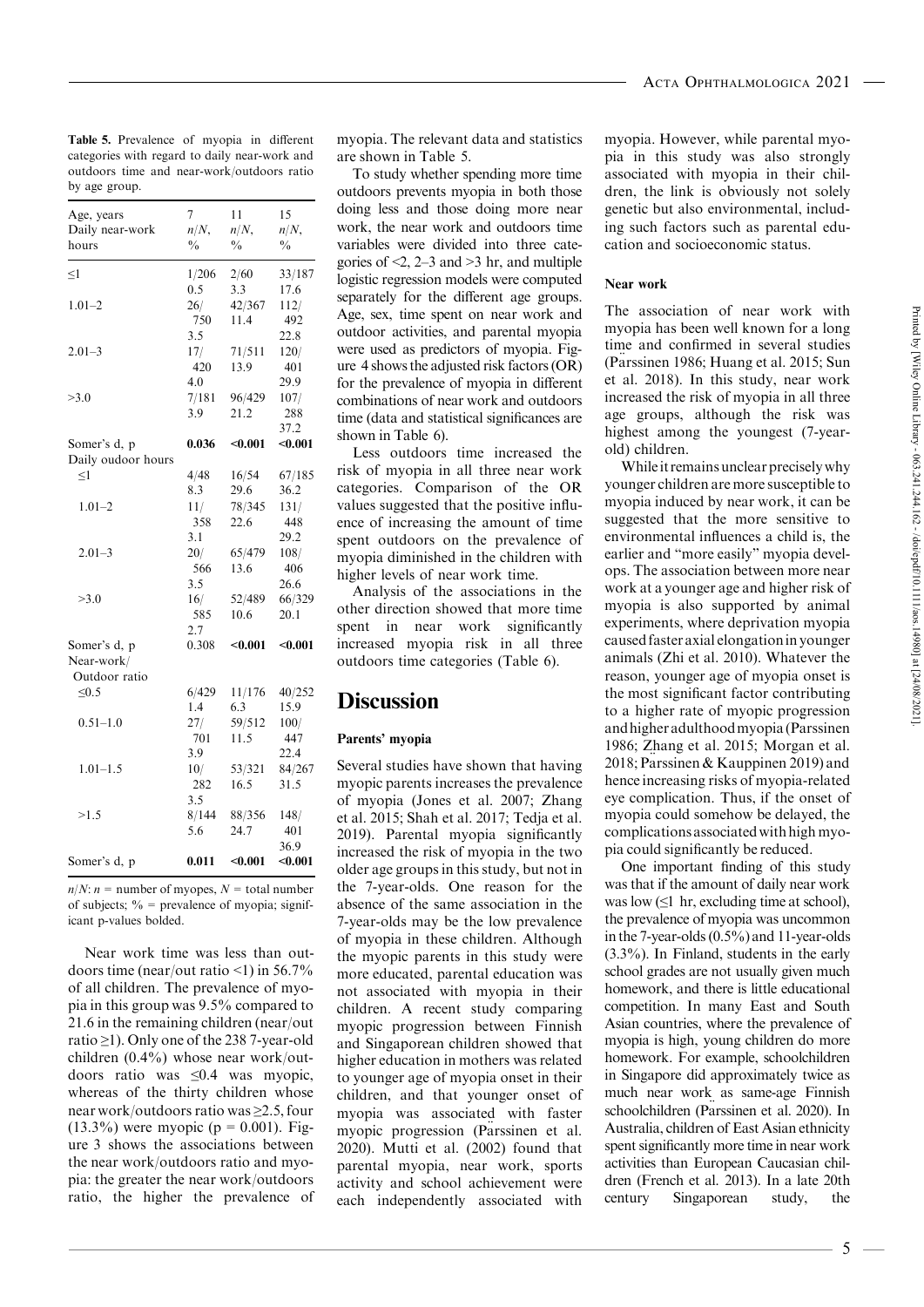**Table 5.** Prevalence of myopia in different categories with regard to daily near-work and outdoors time and near-work/outdoors ratio by age group.

| Age, years | 7 | 11 | 15 |
|---|---|---|---|
| Daily near-work hours | $n/N$, % | $n/N$, % | $n/N$, % |
| ≤1 | 1/206 0.5 | 2/60 3.3 | 33/187 17.6 |
| 1.01–2 | 26/750 3.5 | 42/367 11.4 | 112/492 22.8 |
| 2.01–3 | 17/420 4.0 | 71/511 13.9 | 120/401 29.9 |
| >3.0 | 7/181 3.9 | 96/429 21.2 | 107/288 37.2 |
| Somer's d, p | **0.036** | **<0.001** | **<0.001** |
| Daily oudoor hours | | | |
| ≤1 | 4/48 8.3 | 16/54 29.6 | 67/185 36.2 |
| 1.01–2 | 11/358 3.1 | 78/345 22.6 | 131/448 29.2 |
| 2.01–3 | 20/566 3.5 | 65/479 13.6 | 108/406 26.6 |
| >3.0 | 16/585 2.7 | 52/489 10.6 | 66/329 20.1 |
| Somer's d, p | 0.308 | **<0.001** | **<0.001** |
| Near-work/ Outdoor ratio | | | |
| ≤0.5 | 6/429 1.4 | 11/176 6.3 | 40/252 15.9 |
| 0.51–1.0 | 27/701 3.9 | 59/512 11.5 | 100/447 22.4 |
| 1.01–1.5 | 10/282 3.5 | 53/321 16.5 | 84/267 31.5 |
| >1.5 | 8/144 5.6 | 88/356 24.7 | 148/401 36.9 |
| Somer's d, p | **0.011** | **<0.001** | **<0.001** |

$n/N$: $n$ = number of myopes, $N$ = total number of subjects; % = prevalence of myopia; significant p-values bolded.

Near work time was less than outdoors time (near/out ratio <1) in 56.7% of all children. The prevalence of myopia in this group was 9.5% compared to 21.6 in the remaining children (near/out ratio ≥1). Only one of the 238 7-year-old children (0.4%) whose near work/outdoors ratio was ≤0.4 was myopic, whereas of the thirty children whose near work/outdoors ratio was ≥2.5, four (13.3%) were myopic (p = 0.001). Figure 3 shows the associations between the near work/outdoors ratio and myopia: the greater the near work/outdoors ratio, the higher the prevalence of myopia. The relevant data and statistics are shown in Table 5.

To study whether spending more time outdoors prevents myopia in both those doing less and those doing more near work, the near work and outdoors time variables were divided into three categories of <2, 2–3 and >3 hr, and multiple logistic regression models were computed separately for the different age groups. Age, sex, time spent on near work and outdoor activities, and parental myopia were used as predictors of myopia. Figure 4 shows the adjusted risk factors (OR) for the prevalence of myopia in different combinations of near work and outdoors time (data and statistical significances are shown in Table 6).

Less outdoors time increased the risk of myopia in all three near work categories. Comparison of the OR values suggested that the positive influence of increasing the amount of time spent outdoors on the prevalence of myopia diminished in the children with higher levels of near work time.

Analysis of the associations in the other direction showed that more time spent in near work significantly increased myopia risk in all three outdoors time categories (Table 6).

# Discussion

## Parents' myopia

Several studies have shown that having myopic parents increases the prevalence of myopia (Jones et al. 2007; Zhang et al. 2015; Shah et al. 2017; Tedja et al. 2019). Parental myopia significantly increased the risk of myopia in the two older age groups in this study, but not in the 7-year-olds. One reason for the absence of the same association in the 7-year-olds may be the low prevalence of myopia in these children. Although the myopic parents in this study were more educated, parental education was not associated with myopia in their children. A recent study comparing myopic progression between Finnish and Singaporean children showed that higher education in mothers was related to younger age of myopia onset in their children, and that younger onset of myopia was associated with faster myopic progression (Pärssinen et al. 2020). Mutti et al. (2002) found that parental myopia, near work, sports activity and school achievement were each independently associated with myopia. However, while parental myopia in this study was also strongly associated with myopia in their children, the link is obviously not solely genetic but also environmental, including such factors such as parental education and socioeconomic status.

## Near work

The association of near work with myopia has been well known for a long time and confirmed in several studies (Pärssinen 1986; Huang et al. 2015; Sun et al. 2018). In this study, near work increased the risk of myopia in all three age groups, although the risk was highest among the youngest (7-year-old) children.

While it remains unclear precisely why younger children are more susceptible to myopia induced by near work, it can be suggested that the more sensitive to environmental influences a child is, the earlier and "more easily" myopia develops. The association between more near work at a younger age and higher risk of myopia is also supported by animal experiments, where deprivation myopia caused faster axial elongation in younger animals (Zhi et al. 2010). Whatever the reason, younger age of myopia onset is the most significant factor contributing to a higher rate of myopic progression and higher adulthood myopia (Pärssinen 1986; Zhang et al. 2015; Morgan et al. 2018; Pärssinen & Kauppinen 2019) and hence increasing risks of myopia-related eye complication. Thus, if the onset of myopia could somehow be delayed, the complications associated with high myopia could significantly be reduced.

One important finding of this study was that if the amount of daily near work was low (≤1 hr, excluding time at school), the prevalence of myopia was uncommon in the 7-year-olds (0.5%) and 11-year-olds (3.3%). In Finland, students in the early school grades are not usually given much homework, and there is little educational competition. In many East and South Asian countries, where the prevalence of myopia is high, young children do more homework. For example, schoolchildren in Singapore did approximately twice as much near work as same-age Finnish schoolchildren (Pärssinen et al. 2020). In Australia, children of East Asian ethnicity spent significantly more time in near work activities than European Caucasian children (French et al. 2013). In a late 20th century Singaporean study, the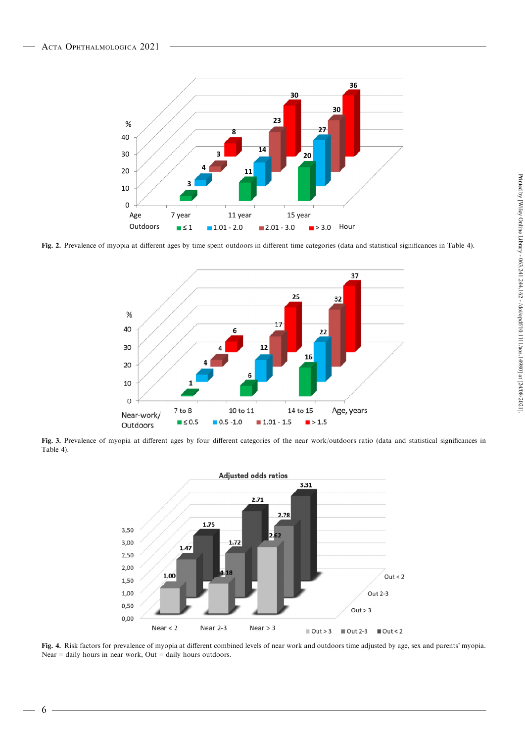**Fig. 2.** Prevalence of myopia at different ages by time spent outdoors in different time categories (data and statistical significances in Table 4).

**Fig. 3.** Prevalence of myopia at different ages by four different categories of the near work/outdoors ratio (data and statistical significances in Table 4).

**Fig. 4.** Risk factors for prevalence of myopia at different combined levels of near work and outdoors time adjusted by age, sex and parents' myopia. Near = daily hours in near work, Out = daily hours outdoors.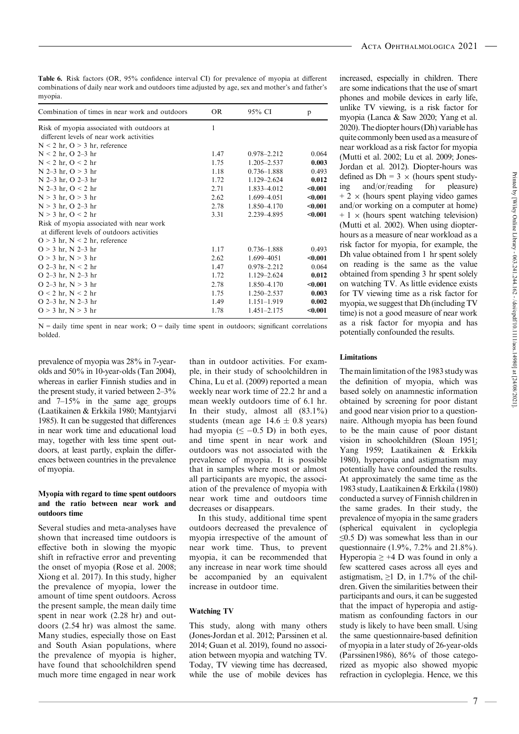**Table 6.** Risk factors (OR, 95% confidence interval CI) for prevalence of myopia at different combinations of daily near work and outdoors time adjusted by age, sex and mother's and father's myopia.

| Combination of times in near work and outdoors | OR | 95% CI | p |
|---|---|---|---|
| Risk of myopia associated with outdoors at different levels of near work activities | 1 | | |
| N < 2 hr, O > 3 hr, reference | | | |
| N < 2 hr, O 2–3 hr | 1.47 | 0.978–2.212 | 0.064 |
| N < 2 hr, O < 2 hr | 1.75 | 1.205–2.537 | **0.003** |
| N 2–3 hr, O > 3 hr | 1.18 | 0.736–1.888 | 0.493 |
| N 2–3 hr, O 2–3 hr | 1.72 | 1.129–2.624 | **0.012** |
| N 2–3 hr, O < 2 hr | 2.71 | 1.833–4.012 | **<0.001** |
| N > 3 hr, O > 3 hr | 2.62 | 1.699–4.051 | **<0.001** |
| N > 3 hr, O 2–3 hr | 2.78 | 1.850–4.170 | **<0.001** |
| N > 3 hr, O < 2 hr | 3.31 | 2.239–4.895 | **<0.001** |
| Risk of myopia associated with near work at different levels of outdoors activities | | | |
| O > 3 hr, N < 2 hr, reference | | | |
| O > 3 hr, N 2–3 hr | 1.17 | 0.736–1.888 | 0.493 |
| O > 3 hr, N > 3 hr | 2.62 | 1.699–4051 | **<0.001** |
| O 2–3 hr, N < 2 hr | 1.47 | 0.978–2.212 | 0.064 |
| O 2–3 hr, N 2–3 hr | 1.72 | 1.129–2.624 | **0.012** |
| O 2–3 hr, N > 3 hr | 2.78 | 1.850–4.170 | **<0.001** |
| O < 2 hr, N < 2 hr | 1.75 | 1.250–2.537 | **0.003** |
| O 2–3 hr, N 2–3 hr | 1.49 | 1.151–1.919 | **0.002** |
| O > 3 hr, N > 3 hr | 1.78 | 1.451–2.175 | **<0.001** |

N = daily time spent in near work; O = daily time spent in outdoors; significant correlations bolded.

prevalence of myopia was 28% in 7-year-olds and 50% in 10-year-olds (Tan 2004), whereas in earlier Finnish studies and in the present study, it varied between 2–3% and 7–15% in the same age groups (Laatikainen & Erkkilä 1980; Mäntyjärvi 1985). It can be suggested that differences in near work time and educational load may, together with less time spent outdoors, at least partly, explain the differences between countries in the prevalence of myopia.

#### Myopia with regard to time spent outdoors and the ratio between near work and outdoors time

Several studies and meta-analyses have shown that increased time outdoors is effective both in slowing the myopic shift in refractive error and preventing the onset of myopia (Rose et al. 2008; Xiong et al. 2017). In this study, higher the prevalence of myopia, lower the amount of time spent outdoors. Across the present sample, the mean daily time spent in near work (2.28 hr) and outdoors (2.54 hr) was almost the same. Many studies, especially those on East and South Asian populations, where the prevalence of myopia is higher, have found that schoolchildren spend much more time engaged in near work than in outdoor activities. For example, in their study of schoolchildren in China, Lu et al. (2009) reported a mean weekly near work time of 22.2 hr and a mean weekly outdoors time of 6.1 hr. In their study, almost all (83.1%) students (mean age 14.6 ± 0.8 years) had myopia (≤ −0.5 D) in both eyes, and time spent in near work and outdoors was not associated with the prevalence of myopia. It is possible that in samples where most or almost all participants are myopic, the association of the prevalence of myopia with near work time and outdoors time decreases or disappears.

In this study, additional time spent outdoors decreased the prevalence of myopia irrespective of the amount of near work time. Thus, to prevent myopia, it can be recommended that any increase in near work time should be accompanied by an equivalent increase in outdoor time.

#### Watching TV

This study, along with many others (Jones-Jordan et al. 2012; Pärssinen et al. 2014; Guan et al. 2019), found no association between myopia and watching TV. Today, TV viewing time has decreased, while the use of mobile devices has increased, especially in children. There are some indications that the use of smart phones and mobile devices in early life, unlike TV viewing, is a risk factor for myopia (Lanca & Saw 2020; Yang et al. 2020). The diopter hours (Dh) variable has quite commonly been used as a measure of near workload as a risk factor for myopia (Mutti et al. 2002; Lu et al. 2009; Jones-Jordan et al. 2012). Diopter-hours was defined as Dh = 3 × (hours spent studying and/or/reading for pleasure) + 2 × (hours spent playing video games and/or working on a computer at home) + 1 × (hours spent watching television) (Mutti et al. 2002). When using diopter-hours as a measure of near workload as a risk factor for myopia, for example, the Dh value obtained from 1 hr spent solely on reading is the same as the value obtained from spending 3 hr spent solely on watching TV. As little evidence exists for TV viewing time as a risk factor for myopia, we suggest that Dh (including TV time) is not a good measure of near work as a risk factor for myopia and has potentially confounded the results.

#### Limitations

The main limitation of the 1983 study was the definition of myopia, which was based solely on anamnestic information obtained by screening for poor distant and good near vision prior to a questionnaire. Although myopia has been found to be the main cause of poor distant vision in schoolchildren (Sloan 1951; Yang 1959; Laatikainen & Erkkilä 1980), hyperopia and astigmatism may potentially have confounded the results. At approximately the same time as the 1983 study, Laatikainen & Erkkilä (1980) conducted a survey of Finnish children in the same grades. In their study, the prevalence of myopia in the same graders (spherical equivalent in cycloplegia ≤0.5 D) was somewhat less than in our questionnaire (1.9%, 7.2% and 21.8%). Hyperopia ≥ +4 D was found in only a few scattered cases across all eyes and astigmatism, ≥1 D, in 1.7% of the children. Given the similarities between their participants and ours, it can be suggested that the impact of hyperopia and astigmatism as confounding factors in our study is likely to have been small. Using the same questionnaire-based definition of myopia in a later study of 26-year-olds (Pärssinen1986), 86% of those categorized as myopic also showed myopic refraction in cycloplegia. Hence, we this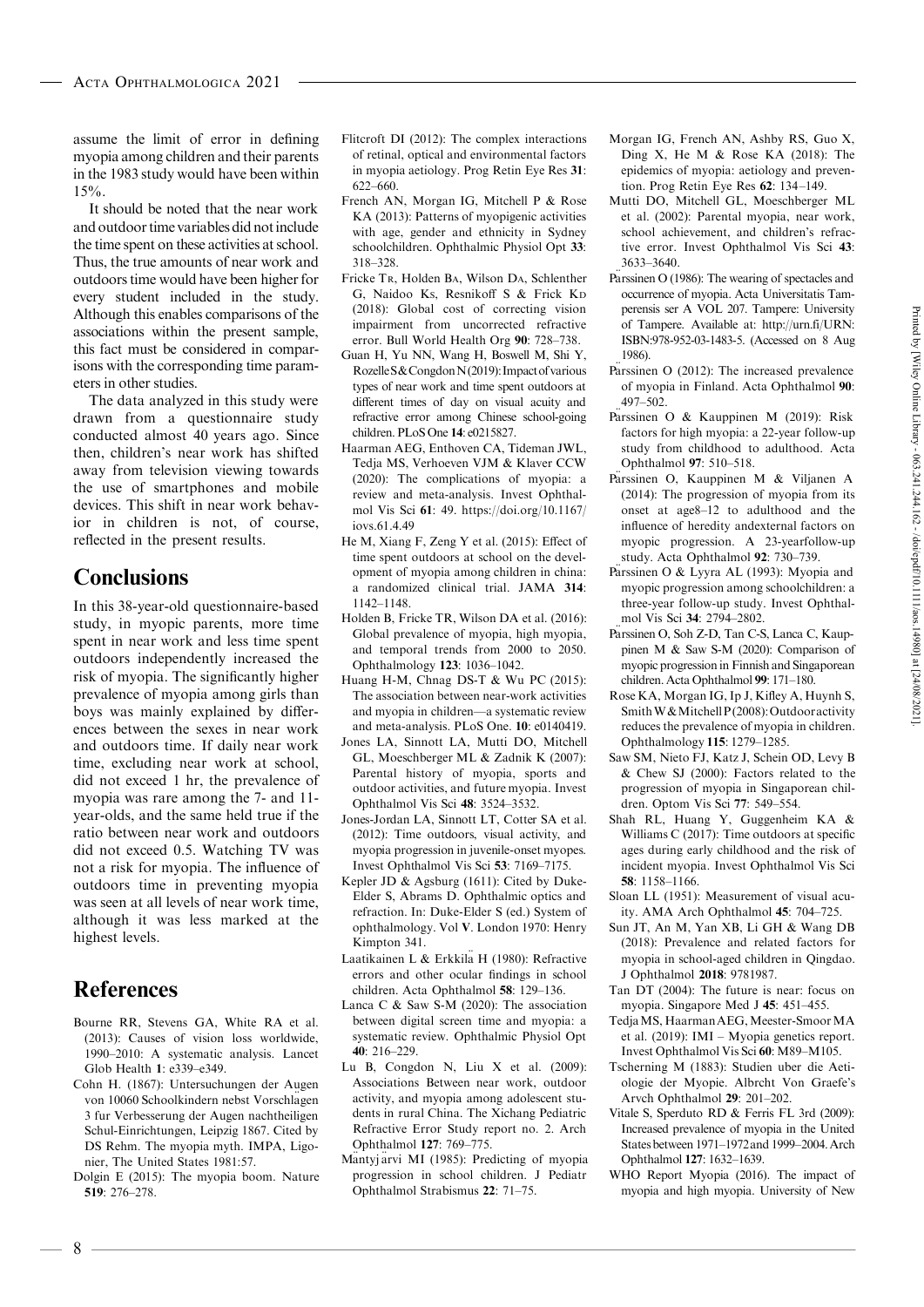assume the limit of error in defining myopia among children and their parents in the 1983 study would have been within 15%.

It should be noted that the near work and outdoor time variables did not include the time spent on these activities at school. Thus, the true amounts of near work and outdoors time would have been higher for every student included in the study. Although this enables comparisons of the associations within the present sample, this fact must be considered in comparisons with the corresponding time parameters in other studies.

The data analyzed in this study were drawn from a questionnaire study conducted almost 40 years ago. Since then, children's near work has shifted away from television viewing towards the use of smartphones and mobile devices. This shift in near work behavior in children is not, of course, reflected in the present results.

# Conclusions

In this 38-year-old questionnaire-based study, in myopic parents, more time spent in near work and less time spent outdoors independently increased the risk of myopia. The significantly higher prevalence of myopia among girls than boys was mainly explained by differences between the sexes in near work and outdoors time. If daily near work time, excluding near work at school, did not exceed 1 hr, the prevalence of myopia was rare among the 7- and 11-year-olds, and the same held true if the ratio between near work and outdoors did not exceed 0.5. Watching TV was not a risk for myopia. The influence of outdoors time in preventing myopia was seen at all levels of near work time, although it was less marked at the highest levels.

# References

Bourne RR, Stevens GA, White RA et al. (2013): Causes of vision loss worldwide, 1990–2010: A systematic analysis. Lancet Glob Health **1**: e339–e349.

Cohn H. (1867): Untersuchungen der Augen von 10060 Schoolkindern nebst Vorschlägen 3 fur Verbesserung der Augen nachtheiligen Schul-Einrichtungen, Leipzig 1867. Cited by DS Rehm. The myopia myth. IMPA, Ligonier, The United States 1981:57.

Dolgin E (2015): The myopia boom. Nature **519**: 276–278.

Flitcroft DI (2012): The complex interactions of retinal, optical and environmental factors in myopia aetiology. Prog Retin Eye Res **31**: 622–660.

French AN, Morgan IG, Mitchell P & Rose KA (2013): Patterns of myopigenic activities with age, gender and ethnicity in Sydney schoolchildren. Ophthalmic Physiol Opt **33**: 318–328.

Fricke TR, Holden BA, Wilson DA, Schlenther G, Naidoo KS, Resnikoff S & Frick KD (2018): Global cost of correcting vision impairment from uncorrected refractive error. Bull World Health Org **90**: 728–738.

Guan H, Yu NN, Wang H, Boswell M, Shi Y, Rozelle S & Congdon N (2019): Impact of various types of near work and time spent outdoors at different times of day on visual acuity and refractive error among Chinese school-going children. PLoS One **14**: e0215827.

Haarman AEG, Enthoven CA, Tideman JWL, Tedja MS, Verhoeven VJM & Klaver CCW (2020): The complications of myopia: a review and meta-analysis. Invest Ophthalmol Vis Sci **61**: 49. https://doi.org/10.1167/iovs.61.4.49

He M, Xiang F, Zeng Y et al. (2015): Effect of time spent outdoors at school on the development of myopia among children in china: a randomized clinical trial. JAMA **314**: 1142–1148.

Holden B, Fricke TR, Wilson DA et al. (2016): Global prevalence of myopia, high myopia, and temporal trends from 2000 to 2050. Ophthalmology **123**: 1036–1042.

Huang H-M, Chnag DS-T & Wu PC (2015): The association between near-work activities and myopia in children—a systematic review and meta-analysis. PLoS One. **10**: e0140419.

Jones LA, Sinnott LA, Mutti DO, Mitchell GL, Moeschberger ML & Zadnik K (2007): Parental history of myopia, sports and outdoor activities, and future myopia. Invest Ophthalmol Vis Sci **48**: 3524–3532.

Jones-Jordan LA, Sinnott LT, Cotter SA et al. (2012): Time outdoors, visual activity, and myopia progression in juvenile-onset myopes. Invest Ophthalmol Vis Sci **53**: 7169–7175.

Kepler JD & Agsburg (1611): Cited by Duke-Elder S, Abrams D. Ophthalmic optics and refraction. In: Duke-Elder S (ed.) System of ophthalmology. Vol **V**. London 1970: Henry Kimpton 341.

Laatikainen L & Erkkilä H (1980): Refractive errors and other ocular findings in school children. Acta Ophthalmol **58**: 129–136.

Lanca C & Saw S-M (2020): The association between digital screen time and myopia: a systematic review. Ophthalmic Physiol Opt **40**: 216–229.

Lu B, Congdon N, Liu X et al. (2009): Associations Between near work, outdoor activity, and myopia among adolescent students in rural China. The Xichang Pediatric Refractive Error Study report no. 2. Arch Ophthalmol **127**: 769–775.

Mäntyjärvi MI (1985): Predicting of myopia progression in school children. J Pediatr Ophthalmol Strabismus **22**: 71–75.

Morgan IG, French AN, Ashby RS, Guo X, Ding X, He M & Rose KA (2018): The epidemics of myopia: aetiology and prevention. Prog Retin Eye Res **62**: 134–149.

Mutti DO, Mitchell GL, Moeschberger ML et al. (2002): Parental myopia, near work, school achievement, and children's refractive error. Invest Ophthalmol Vis Sci **43**: 3633–3640.

Pärssinen O (1986): The wearing of spectacles and occurrence of myopia. Acta Universitatis Tamperensis ser A VOL 207. Tampere: University of Tampere. Available at: http://urn.fi/URN:ISBN:978-952-03-1483-5. (Accessed on 8 Aug 1986).

Pärssinen O (2012): The increased prevalence of myopia in Finland. Acta Ophthalmol **90**: 497–502.

Pärssinen O & Kauppinen M (2019): Risk factors for high myopia: a 22-year follow-up study from childhood to adulthood. Acta Ophthalmol **97**: 510–518.

Pärssinen O, Kauppinen M & Viljanen A (2014): The progression of myopia from its onset at age8–12 to adulthood and the influence of heredity andexternal factors on myopic progression. A 23-yearfollow-up study. Acta Ophthalmol **92**: 730–739.

Pärssinen O & Lyyra AL (1993): Myopia and myopic progression among schoolchildren: a three-year follow-up study. Invest Ophthalmol Vis Sci **34**: 2794–2802.

Pärssinen O, Soh Z-D, Tan C-S, Lanca C, Kauppinen M & Saw S-M (2020): Comparison of myopic progression in Finnish and Singaporean children. Acta Ophthalmol **99**: 171–180.

Rose KA, Morgan IG, Ip J, Kifley A, Huynh S, Smith W & Mitchell P (2008): Outdoor activity reduces the prevalence of myopia in children. Ophthalmology **115**: 1279–1285.

Saw SM, Nieto FJ, Katz J, Schein OD, Levy B & Chew SJ (2000): Factors related to the progression of myopia in Singaporean children. Optom Vis Sci **77**: 549–554.

Shah RL, Huang Y, Guggenheim KA & Williams C (2017): Time outdoors at specific ages during early childhood and the risk of incident myopia. Invest Ophthalmol Vis Sci **58**: 1158–1166.

Sloan LL (1951): Measurement of visual acuity. AMA Arch Ophthalmol **45**: 704–725.

Sun JT, An M, Yan XB, Li GH & Wang DB (2018): Prevalence and related factors for myopia in school-aged children in Qingdao. J Ophthalmol **2018**: 9781987.

Tan DT (2004): The future is near: focus on myopia. Singapore Med J **45**: 451–455.

Tedja MS, Haarman AEG, Meester-Smoor MA et al. (2019): IMI – Myopia genetics report. Invest Ophthalmol Vis Sci **60**: M89–M105.

Tscherning M (1883): Studien uber die Aetiologie der Myopie. Albrcht Von Graefe's Arvch Ophthalmol **29**: 201–202.

Vitale S, Sperduto RD & Ferris FL 3rd (2009): Increased prevalence of myopia in the United States between 1971–1972 and 1999–2004. Arch Ophthalmol **127**: 1632–1639.

WHO Report Myopia (2016). The impact of myopia and high myopia. University of New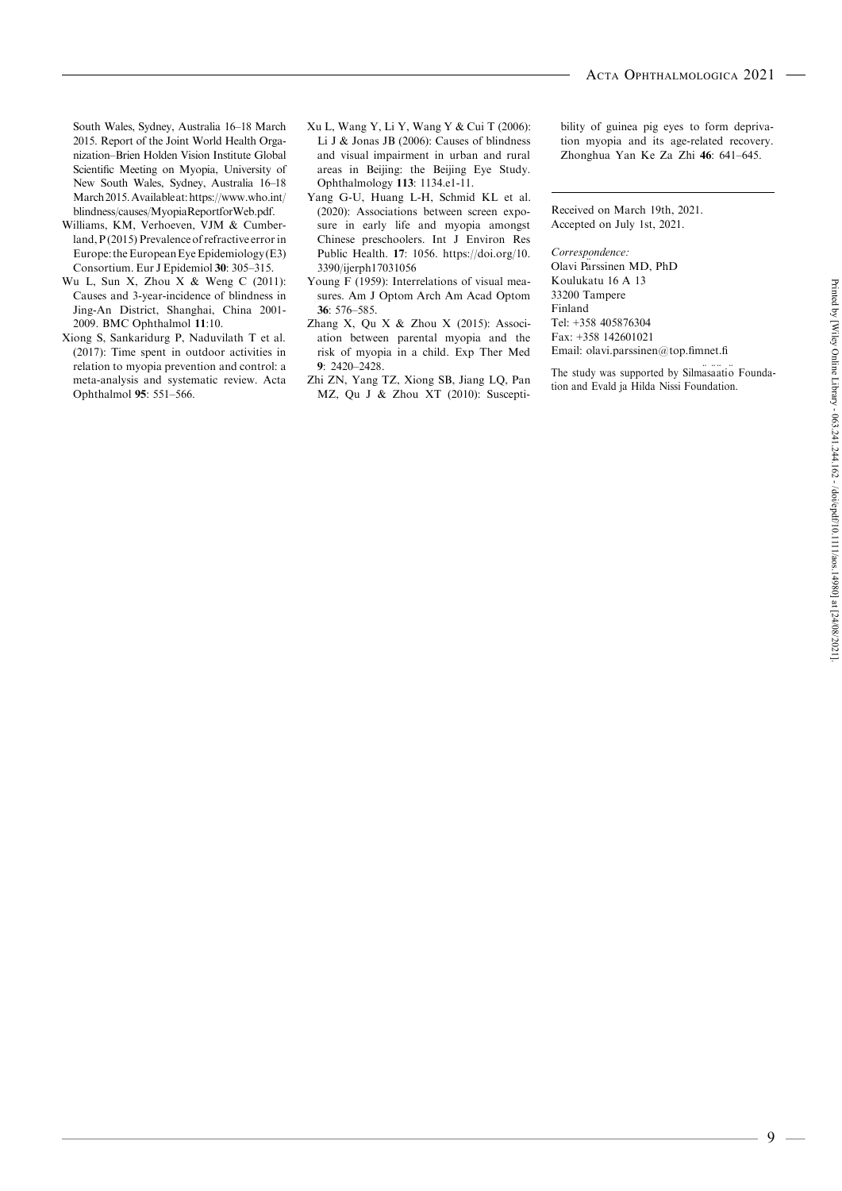South Wales, Sydney, Australia 16–18 March 2015. Report of the Joint World Health Organization–Brien Holden Vision Institute Global Scientific Meeting on Myopia, University of New South Wales, Sydney, Australia 16–18 March 2015. Available at: https://www.who.int/blindness/causes/MyopiaReportforWeb.pdf.

Williams, KM, Verhoeven, VJM & Cumberland, P (2015) Prevalence of refractive error in Europe: the European Eye Epidemiology (E3) Consortium. Eur J Epidemiol **30**: 305–315.

Wu L, Sun X, Zhou X & Weng C (2011): Causes and 3-year-incidence of blindness in Jing-An District, Shanghai, China 2001-2009. BMC Ophthalmol **11**:10.

Xiong S, Sankaridurg P, Naduvilath T et al. (2017): Time spent in outdoor activities in relation to myopia prevention and control: a meta-analysis and systematic review. Acta Ophthalmol **95**: 551–566.

Xu L, Wang Y, Li Y, Wang Y & Cui T (2006): Li J & Jonas JB (2006): Causes of blindness and visual impairment in urban and rural areas in Beijing: the Beijing Eye Study. Ophthalmology **113**: 1134.e1-11.

Yang G-U, Huang L-H, Schmid KL et al. (2020): Associations between screen exposure in early life and myopia amongst Chinese preschoolers. Int J Environ Res Public Health. **17**: 1056. https://doi.org/10.3390/ijerph17031056

Young F (1959): Interrelations of visual measures. Am J Optom Arch Am Acad Optom **36**: 576–585.

Zhang X, Qu X & Zhou X (2015): Association between parental myopia and the risk of myopia in a child. Exp Ther Med **9**: 2420–2428.

Zhi ZN, Yang TZ, Xiong SB, Jiang LQ, Pan MZ, Qu J & Zhou XT (2010): Susceptibility of guinea pig eyes to form deprivation myopia and its age-related recovery. Zhonghua Yan Ke Za Zhi **46**: 641–645.

---

Received on March 19th, 2021.
Accepted on July 1st, 2021.

*Correspondence:*
Olavi Pärssinen MD, PhD
Koulukatu 16 A 13
33200 Tampere
Finland
Tel: +358 405876304
Fax: +358 142601021
Email: olavi.parssinen@top.fimnet.fi

The study was supported by Silmäsäätiö Foundation and Evald ja Hilda Nissi Foundation.